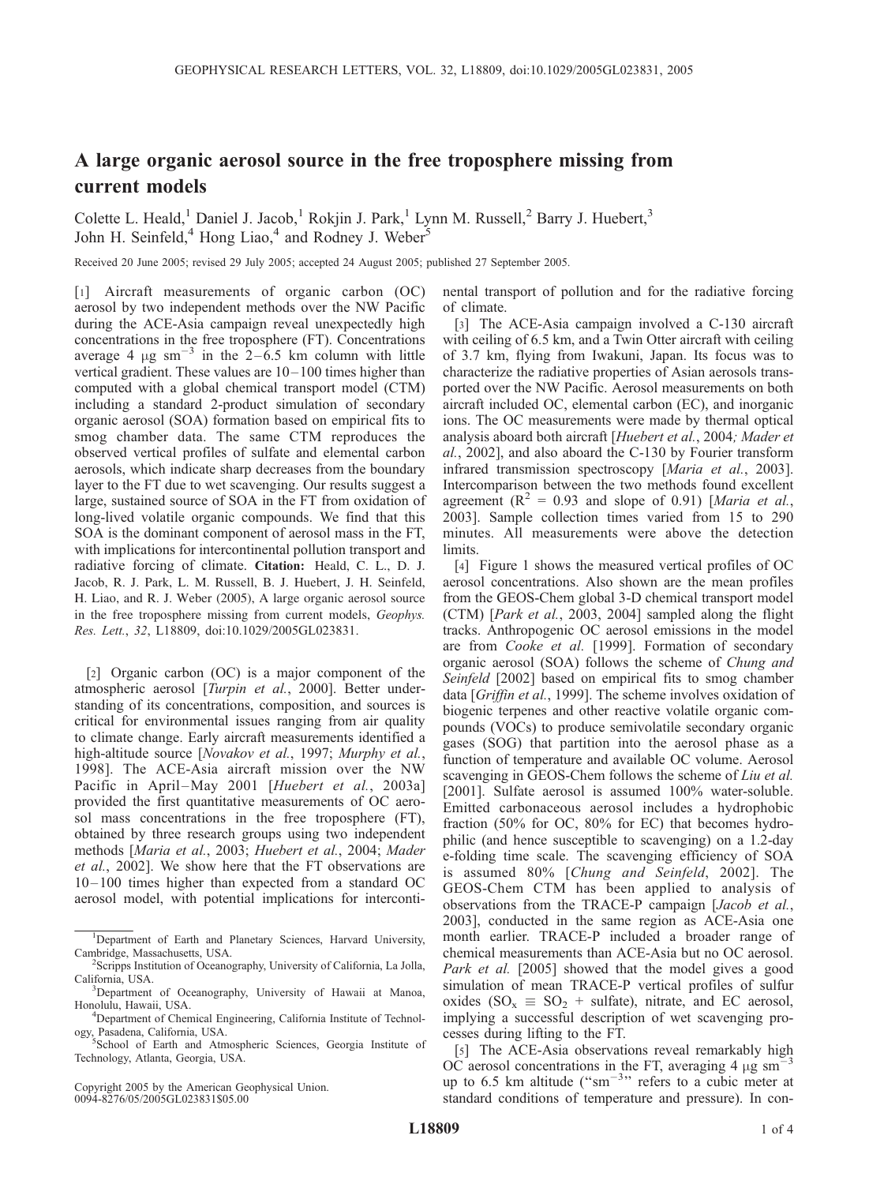# A large organic aerosol source in the free troposphere missing from current models

Colette L. Heald,[1] Daniel J. Jacob,[1] Rokjin J. Park,[1] Lynn M. Russell,[2] Barry J. Huebert,[3] John H. Seinfeld,[4] Hong Liao,[4] and Rodney J. Weber[5]

Received 20 June 2005; revised 29 July 2005; accepted 24 August 2005; published 27 September 2005.

[1] Aircraft measurements of organic carbon (OC) aerosol by two independent methods over the NW Pacific during the ACE-Asia campaign reveal unexpectedly high concentrations in the free troposphere (FT). Concentrations average 4 $\mu g\ sm^{-3}$ in the 2–6.5 km column with little vertical gradient. These values are 10–100 times higher than computed with a global chemical transport model (CTM) including a standard 2-product simulation of secondary organic aerosol (SOA) formation based on empirical fits to smog chamber data. The same CTM reproduces the observed vertical profiles of sulfate and elemental carbon aerosols, which indicate sharp decreases from the boundary layer to the FT due to wet scavenging. Our results suggest a large, sustained source of SOA in the FT from oxidation of long-lived volatile organic compounds. We find that this SOA is the dominant component of aerosol mass in the FT, with implications for intercontinental pollution transport and radiative forcing of climate. **Citation:** Heald, C. L., D. J. Jacob, R. J. Park, L. M. Russell, B. J. Huebert, J. H. Seinfeld, H. Liao, and R. J. Weber (2005), A large organic aerosol source in the free troposphere missing from current models, *Geophys. Res. Lett.*, *32*, L18809, doi:10.1029/2005GL023831.

[2] Organic carbon (OC) is a major component of the atmospheric aerosol [*Turpin et al.*, 2000]. Better understanding of its concentrations, composition, and sources is critical for environmental issues ranging from air quality to climate change. Early aircraft measurements identified a high-altitude source [*Novakov et al.*, 1997; *Murphy et al.*, 1998]. The ACE-Asia aircraft mission over the NW Pacific in April–May 2001 [*Huebert et al.*, 2003a] provided the first quantitative measurements of OC aerosol mass concentrations in the free troposphere (FT), obtained by three research groups using two independent methods [*Maria et al.*, 2003; *Huebert et al.*, 2004; *Mader et al.*, 2002]. We show here that the FT observations are 10–100 times higher than expected from a standard OC aerosol model, with potential implications for intercontinental transport of pollution and for the radiative forcing of climate.

[3] The ACE-Asia campaign involved a C-130 aircraft with ceiling of 6.5 km, and a Twin Otter aircraft with ceiling of 3.7 km, flying from Iwakuni, Japan. Its focus was to characterize the radiative properties of Asian aerosols transported over the NW Pacific. Aerosol measurements on both aircraft included OC, elemental carbon (EC), and inorganic ions. The OC measurements were made by thermal optical analysis aboard both aircraft [*Huebert et al.*, 2004; *Mader et al.*, 2002], and also aboard the C-130 by Fourier transform infrared transmission spectroscopy [*Maria et al.*, 2003]. Intercomparison between the two methods found excellent agreement ($R^2$ = 0.93 and slope of 0.91) [*Maria et al.*, 2003]. Sample collection times varied from 15 to 290 minutes. All measurements were above the detection limits.

[4] Figure 1 shows the measured vertical profiles of OC aerosol concentrations. Also shown are the mean profiles from the GEOS-Chem global 3-D chemical transport model (CTM) [*Park et al.*, 2003, 2004] sampled along the flight tracks. Anthropogenic OC aerosol emissions in the model are from *Cooke et al.* [1999]. Formation of secondary organic aerosol (SOA) follows the scheme of *Chung and Seinfeld* [2002] based on empirical fits to smog chamber data [*Griffin et al.*, 1999]. The scheme involves oxidation of biogenic terpenes and other reactive volatile organic compounds (VOCs) to produce semivolatile secondary organic gases (SOG) that partition into the aerosol phase as a function of temperature and available OC volume. Aerosol scavenging in GEOS-Chem follows the scheme of *Liu et al.* [2001]. Sulfate aerosol is assumed 100% water-soluble. Emitted carbonaceous aerosol includes a hydrophobic fraction (50% for OC, 80% for EC) that becomes hydrophilic (and hence susceptible to scavenging) on a 1.2-day e-folding time scale. The scavenging efficiency of SOA is assumed 80% [*Chung and Seinfeld*, 2002]. The GEOS-Chem CTM has been applied to analysis of observations from the TRACE-P campaign [*Jacob et al.*, 2003], conducted in the same region as ACE-Asia one month earlier. TRACE-P included a broader range of chemical measurements than ACE-Asia but no OC aerosol. *Park et al.* [2005] showed that the model gives a good simulation of mean TRACE-P vertical profiles of sulfur oxides ($SO_x \equiv SO_2$ + sulfate), nitrate, and EC aerosol, implying a successful description of wet scavenging processes during lifting to the FT.

[5] The ACE-Asia observations reveal remarkably high OC aerosol concentrations in the FT, averaging 4 $\mu g\ sm^{-3}$ up to 6.5 km altitude ("$sm^{-3}$" refers to a cubic meter at standard conditions of temperature and pressure). In con-

---

[1] Department of Earth and Planetary Sciences, Harvard University, Cambridge, Massachusetts, USA.
[2] Scripps Institution of Oceanography, University of California, La Jolla, California, USA.
[3] Department of Oceanography, University of Hawaii at Manoa, Honolulu, Hawaii, USA.
[4] Department of Chemical Engineering, California Institute of Technology, Pasadena, California, USA.
[5] School of Earth and Atmospheric Sciences, Georgia Institute of Technology, Atlanta, Georgia, USA.

Copyright 2005 by the American Geophysical Union.
0094-8276/05/2005GL023831$05.00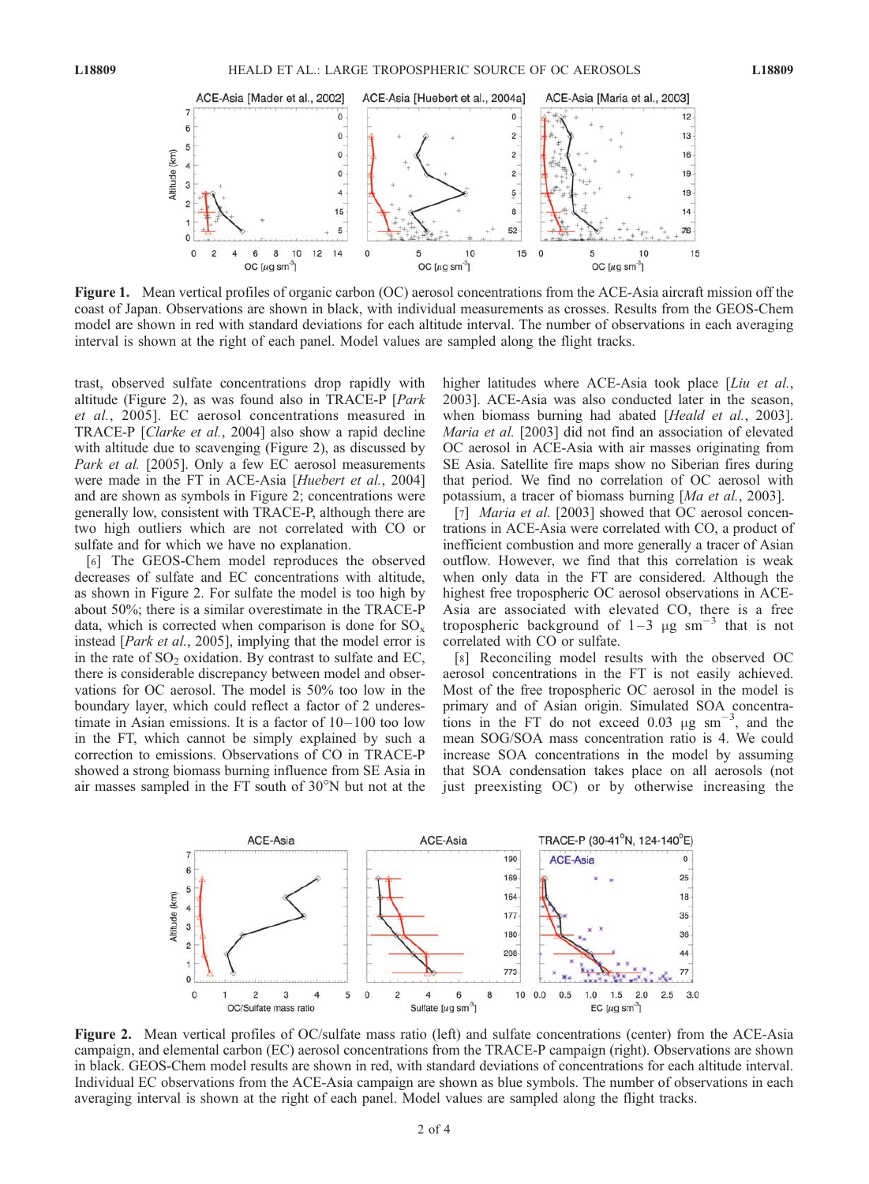Figure 1. Mean vertical profiles of organic carbon (OC) aerosol concentrations from the ACE-Asia aircraft mission off the coast of Japan. Observations are shown in black, with individual measurements as crosses. Results from the GEOS-Chem model are shown in red with standard deviations for each altitude interval. The number of observations in each averaging interval is shown at the right of each panel. Model values are sampled along the flight tracks.

trast, observed sulfate concentrations drop rapidly with altitude (Figure 2), as was found also in TRACE-P [*Park et al.*, 2005]. EC aerosol concentrations measured in TRACE-P [*Clarke et al.*, 2004] also show a rapid decline with altitude due to scavenging (Figure 2), as discussed by *Park et al.* [2005]. Only a few EC aerosol measurements were made in the FT in ACE-Asia [*Huebert et al.*, 2004] and are shown as symbols in Figure 2; concentrations were generally low, consistent with TRACE-P, although there are two high outliers which are not correlated with CO or sulfate and for which we have no explanation.

[6] The GEOS-Chem model reproduces the observed decreases of sulfate and EC concentrations with altitude, as shown in Figure 2. For sulfate the model is too high by about 50%; there is a similar overestimate in the TRACE-P data, which is corrected when comparison is done for $SO_x$ instead [*Park et al.*, 2005], implying that the model error is in the rate of $SO_2$ oxidation. By contrast to sulfate and EC, there is considerable discrepancy between model and observations for OC aerosol. The model is 50% too low in the boundary layer, which could reflect a factor of 2 underestimate in Asian emissions. It is a factor of 10–100 too low in the FT, which cannot be simply explained by such a correction to emissions. Observations of CO in TRACE-P showed a strong biomass burning influence from SE Asia in air masses sampled in the FT south of 30°N but not at the higher latitudes where ACE-Asia took place [*Liu et al.*, 2003]. ACE-Asia was also conducted later in the season, when biomass burning had abated [*Heald et al.*, 2003]. *Maria et al.* [2003] did not find an association of elevated OC aerosol in ACE-Asia with air masses originating from SE Asia. Satellite fire maps show no Siberian fires during that period. We find no correlation of OC aerosol with potassium, a tracer of biomass burning [*Ma et al.*, 2003].

[7] *Maria et al.* [2003] showed that OC aerosol concentrations in ACE-Asia were correlated with CO, a product of inefficient combustion and more generally a tracer of Asian outflow. However, we find that this correlation is weak when only data in the FT are considered. Although the highest free tropospheric OC aerosol observations in ACE-Asia are associated with elevated CO, there is a free tropospheric background of 1–3 $\mu g\ sm^{-3}$ that is not correlated with CO or sulfate.

[8] Reconciling model results with the observed OC aerosol concentrations in the FT is not easily achieved. Most of the free tropospheric OC aerosol in the model is primary and of Asian origin. Simulated SOA concentrations in the FT do not exceed 0.03 $\mu g\ sm^{-3}$, and the mean SOG/SOA mass concentration ratio is 4. We could increase SOA concentrations in the model by assuming that SOA condensation takes place on all aerosols (not just preexisting OC) or by otherwise increasing the

Figure 2. Mean vertical profiles of OC/sulfate mass ratio (left) and sulfate concentrations (center) from the ACE-Asia campaign, and elemental carbon (EC) aerosol concentrations from the TRACE-P campaign (right). Observations are shown in black. GEOS-Chem model results are shown in red, with standard deviations of concentrations for each altitude interval. Individual EC observations from the ACE-Asia campaign are shown as blue symbols. The number of observations in each averaging interval is shown at the right of each panel. Model values are sampled along the flight tracks.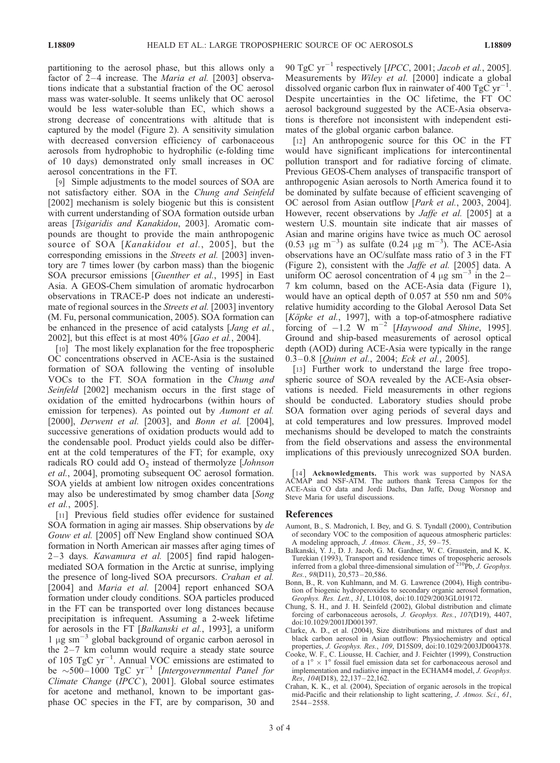partitioning to the aerosol phase, but this allows only a factor of 2–4 increase. The *Maria et al.* [2003] observations indicate that a substantial fraction of the OC aerosol mass was water-soluble. It seems unlikely that OC aerosol would be less water-soluble than EC, which shows a strong decrease of concentrations with altitude that is captured by the model (Figure 2). A sensitivity simulation with decreased conversion efficiency of carbonaceous aerosols from hydrophobic to hydrophilic (e-folding time of 10 days) demonstrated only small increases in OC aerosol concentrations in the FT.

[9] Simple adjustments to the model sources of SOA are not satisfactory either. SOA in the *Chung and Seinfeld* [2002] mechanism is solely biogenic but this is consistent with current understanding of SOA formation outside urban areas [*Tsigaridis and Kanakidou*, 2003]. Aromatic compounds are thought to provide the main anthropogenic source of SOA [*Kanakidou et al.*, 2005], but the corresponding emissions in the *Streets et al.* [2003] inventory are 7 times lower (by carbon mass) than the biogenic SOA precursor emissions [*Guenther et al.*, 1995] in East Asia. A GEOS-Chem simulation of aromatic hydrocarbon observations in TRACE-P does not indicate an underestimate of regional sources in the *Streets et al.* [2003] inventory (M. Fu, personal communication, 2005). SOA formation can be enhanced in the presence of acid catalysts [*Jang et al.*, 2002], but this effect is at most 40% [*Gao et al.*, 2004].

[10] The most likely explanation for the free tropospheric OC concentrations observed in ACE-Asia is the sustained formation of SOA following the venting of insoluble VOCs to the FT. SOA formation in the *Chung and Seinfeld* [2002] mechanism occurs in the first stage of oxidation of the emitted hydrocarbons (within hours of emission for terpenes). As pointed out by *Aumont et al.* [2000], *Derwent et al.* [2003], and *Bonn et al.* [2004], successive generations of oxidation products would add to the condensable pool. Product yields could also be different at the cold temperatures of the FT; for example, oxy radicals RO could add $O_2$ instead of thermolyze [*Johnson et al.*, 2004], promoting subsequent OC aerosol formation. SOA yields at ambient low nitrogen oxides concentrations may also be underestimated by smog chamber data [*Song et al.*, 2005].

[11] Previous field studies offer evidence for sustained SOA formation in aging air masses. Ship observations by *de Gouw et al.* [2005] off New England show continued SOA formation in North American air masses after aging times of 2–3 days. *Kawamura et al.* [2005] find rapid halogen-mediated SOA formation in the Arctic at sunrise, implying the presence of long-lived SOA precursors. *Crahan et al.* [2004] and *Maria et al.* [2004] report enhanced SOA formation under cloudy conditions. SOA particles produced in the FT can be transported over long distances because precipitation is infrequent. Assuming a 2-week lifetime for aerosols in the FT [*Balkanski et al.*, 1993], a uniform 1 $\mu$g sm$^{-3}$ global background of organic carbon aerosol in the 2–7 km column would require a steady state source of 105 TgC yr$^{-1}$. Annual VOC emissions are estimated to be ~500–1000 TgC yr$^{-1}$ [*Intergovernmental Panel for Climate Change* (*IPCC*), 2001]. Global source estimates for acetone and methanol, known to be important gas-phase OC species in the FT, are by comparison, 30 and 90 TgC yr$^{-1}$ respectively [*IPCC*, 2001; *Jacob et al.*, 2005]. Measurements by *Wiley et al.* [2000] indicate a global dissolved organic carbon flux in rainwater of 400 TgC yr$^{-1}$. Despite uncertainties in the OC lifetime, the FT OC aerosol background suggested by the ACE-Asia observations is therefore not inconsistent with independent estimates of the global organic carbon balance.

[12] An anthropogenic source for this OC in the FT would have significant implications for intercontinental pollution transport and for radiative forcing of climate. Previous GEOS-Chem analyses of transpacific transport of anthropogenic Asian aerosols to North America found it to be dominated by sulfate because of efficient scavenging of OC aerosol from Asian outflow [*Park et al.*, 2003, 2004]. However, recent observations by *Jaffe et al.* [2005] at a western U.S. mountain site indicate that air masses of Asian and marine origins have twice as much OC aerosol (0.53 $\mu$g m$^{-3}$) as sulfate (0.24 $\mu$g m$^{-3}$). The ACE-Asia observations have an OC/sulfate mass ratio of 3 in the FT (Figure 2), consistent with the *Jaffe et al.* [2005] data. A uniform OC aerosol concentration of 4 $\mu$g sm$^{-3}$ in the 2–7 km column, based on the ACE-Asia data (Figure 1), would have an optical depth of 0.057 at 550 nm and 50% relative humidity according to the Global Aerosol Data Set [*Köpke et al.*, 1997], with a top-of-atmosphere radiative forcing of $-1.2$ W m$^{-2}$ [*Haywood and Shine*, 1995]. Ground and ship-based measurements of aerosol optical depth (AOD) during ACE-Asia were typically in the range 0.3–0.8 [*Quinn et al.*, 2004; *Eck et al.*, 2005].

[13] Further work to understand the large free tropospheric source of SOA revealed by the ACE-Asia observations is needed. Field measurements in other regions should be conducted. Laboratory studies should probe SOA formation over aging periods of several days and at cold temperatures and low pressures. Improved model mechanisms should be developed to match the constraints from the field observations and assess the environmental implications of this previously unrecognized SOA burden.

[14] **Acknowledgments.** This work was supported by NASA ACMAP and NSF-ATM. The authors thank Teresa Campos for the ACE-Asia CO data and Jordi Dachs, Dan Jaffe, Doug Worsnop and Steve Maria for useful discussions.

## References

Aumont, B., S. Madronich, I. Bey, and G. S. Tyndall (2000), Contribution of secondary VOC to the composition of aqueous atmospheric particles: A modeling approach, *J. Atmos. Chem.*, *35*, 59–75.

Balkanski, Y. J., D. J. Jacob, G. M. Gardner, W. C. Graustein, and K. K. Turekian (1993), Transport and residence times of tropospheric aerosols inferred from a global three-dimensional simulation of $^{210}$Pb, *J. Geophys. Res.*, *98*(D11), 20,573–20,586.

Bonn, B., R. von Kuhlmann, and M. G. Lawrence (2004), High contribution of biogenic hydroperoxides to secondary organic aerosol formation, *Geophys. Res. Lett.*, *31*, L10108, doi:10.1029/2003GL019172.

Chung, S. H., and J. H. Seinfeld (2002), Global distribution and climate forcing of carbonaceous aerosols, *J. Geophys. Res.*, *107*(D19), 4407, doi:10.1029/2001JD001397.

Clarke, A. D., et al. (2004), Size distributions and mixtures of dust and black carbon aerosol in Asian outflow: Physiochemistry and optical properties, *J. Geophys. Res.*, *109*, D15S09, doi:10.1029/2003JD004378.

Cooke, W. F., C. Liousse, H. Cachier, and J. Feichter (1999), Construction of a 1° × 1° fossil fuel emission data set for carbonaceous aerosol and implementation and radiative impact in the ECHAM4 model, *J. Geophys. Res*, *104*(D18), 22,137–22,162.

Crahan, K. K., et al. (2004), Speciation of organic aerosols in the tropical mid-Pacific and their relationship to light scattering, *J. Atmos. Sci.*, *61*, 2544–2558.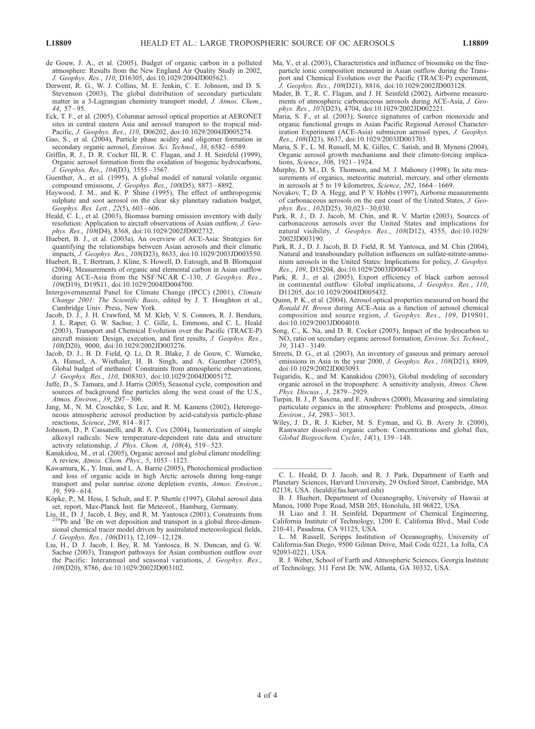de Gouw, J. A., et al. (2005), Budget of organic carbon in a polluted atmosphere: Results from the New England Air Quality Study in 2002, *J. Geophys. Res.*, *110*, D16305, doi:10.1029/2004JD005623.

Derwent, R. G., W. J. Collins, M. E. Jenkin, C. E. Johnson, and D. S. Stevenson (2003), The global distribution of secondary particulate matter in a 3-Lagrangian chemistry transport model, *J. Atmos. Chem.*, *44*, 57–95.

Eck, T. F., et al. (2005), Columnar aerosol optical properties at AERONET sites in central eastern Asia and aerosol transport to the tropical mid-Pacific, *J. Geophys. Res.*, *110*, D06202, doi:10.1029/2004JD005274.

Gao, S., et al. (2004), Particle phase acidity and oligomer formation in secondary organic aerosol, *Environ. Sci. Technol.*, *38*, 6582–6589.

Griffin, R. J., D. R. Cocker III, R. C. Flagan, and J. H. Seinfeld (1999), Organic aerosol formation from the oxidation of biogenic hydrocarbons, *J. Geophys. Res.*, *104*(D3), 3555–3567.

Guenther, A., et al. (1995), A global model of natural volatile organic compound emissions, *J. Geophys. Res.*, *100*(D5), 8873–8892.

Haywood, J. M., and K. P. Shine (1995), The effect of anthropogenic sulphate and soot aerosol on the clear sky planetary radiation budget, *Geophys. Res. Lett.*, *22*(5), 603–606.

Heald, C. L., et al. (2003), Biomass burning emission inventory with daily resolution: Application to aircraft observations of Asian outflow, *J. Geophys. Res.*, *108*(D4), 8368, doi:10.1029/2002JD002732.

Huebert, B. J., et al. (2003a), An overview of ACE-Asia: Strategies for quantifying the relationships between Asian aerosols and their climatic impacts, *J. Geophys. Res.*, *108*(D23), 8633, doi:10.1029/2003JD003550.

Huebert, B., T. Bertram, J. Kline, S. Howell, D. Eatough, and B. Blomquist (2004), Measurements of organic and elemental carbon in Asian outflow during ACE-Asia from the NSF/NCAR C-130, *J. Geophys. Res.*, *109*(D19), D19S11, doi:10.1029/2004JD004700.

Intergovernmental Panel for Climate Change (IPCC) (2001), *Climate Change 2001: The Scientific Basis*, edited by J. T. Houghton et al., Cambridge Univ. Press, New York.

Jacob, D. J., J. H. Crawford, M. M. Kleb, V. S. Connors, R. J. Bendura, J. L. Raper, G. W. Sachse, J. C. Gille, L. Emmons, and C. L. Heald (2003), Transport and Chemical Evolution over the Pacific (TRACE-P) aircraft mission: Design, execution, and first results, *J. Geophys. Res.*, *108*(D20), 9000, doi:10.1029/2002JD003276.

Jacob, D. J., B. D. Field, Q. Li, D. R. Blake, J. de Gouw, C. Warneke, A. Hansel, A. Wisthaler, H. B. Singh, and A. Guenther (2005), Global budget of methanol: Constraints from atmospheric observations, *J. Geophys. Res.*, *110*, D08303, doi:10.1029/2004JD005172.

Jaffe, D., S. Tamura, and J. Harris (2005), Seasonal cycle, composition and sources of background fine particles along the west coast of the U.S., *Atmos. Environ.*, *39*, 297–306.

Jang, M., N. M. Czoschke, S. Lee, and R. M. Kamens (2002), Heterogeneous atmospheric aerosol production by acid-catalysis particle-phase reactions, *Science*, *298*, 814–817.

Johnson, D., P. Cassanelli, and R. A. Cox (2004), Isomerization of simple alkoxyl radicals: New temperature-dependent rate data and structure activity relationship, *J. Phys. Chem. A*, *108*(4), 519–523.

Kanakidou, M., et al. (2005), Organic aerosol and global climate modelling: A review, *Atmos. Chem. Phys.*, *5*, 1053–1123.

Kawamura, K., Y. Imai, and L. A. Barrie (2005), Photochemical production and loss of organic acids in high Arctic aerosols during long-range transport and polar sunrise ozone depletion events, *Atmos. Environ.*, *39*, 599–614.

Köpke, P., M. Hess, I. Schult, and E. P. Shettle (1997), Global aerosol data set, report, Max-Planck Inst. für Meteorol., Hamburg, Germany.

Liu, H., D. J. Jacob, I. Bey, and R. M. Yantosca (2001), Constraints from $^{210}$Pb and $^{7}$Be on wet deposition and transport in a global three-dimensional chemical tracer model driven by assimilated meteorological fields, *J. Geophys. Res.*, *106*(D11), 12,109–12,128.

Liu, H., D. J. Jacob, I. Bey, R. M. Yantosca, B. N. Duncan, and G. W. Sachse (2003), Transport pathways for Asian combustion outflow over the Pacific: Interannual and seasonal variations, *J. Geophys. Res.*, *108*(D20), 8786, doi:10.1029/2002JD003102.

Ma, Y., et al. (2003), Characteristics and influence of biosmoke on the fine-particle ionic composition measured in Asian outflow during the Transport and Chemical Evolution over the Pacific (TRACE-P) experiment, *J. Geophys. Res.*, *108*(D21), 8816, doi:10.1029/2002JD003128.

Mader, B. T., R. C. Flagan, and J. H. Seinfeld (2002), Airborne measurements of atmospheric carbonaceous aerosols during ACE-Asia, *J. Geophys. Res.*, *107*(D23), 4704, doi:10.1029/2002JD002221.

Maria, S. F., et al. (2003), Source signatures of carbon monoxide and organic functional groups in Asian Pacific Regional Aerosol Characterization Experiment (ACE-Asia) submicron aerosol types, *J. Geophys. Res.*, *108*(D23), 8637, doi:10.1029/2003JD003703.

Maria, S. F., L. M. Russell, M. K. Gilles, C. Satish, and B. Myneni (2004), Organic aerosol growth mechanisms and their climate-forcing implications, *Science*, *306*, 1921–1924.

Murphy, D. M., D. S. Thomson, and M. J. Mahoney (1998), In situ measurements of organics, meteoritic material, mercury, and other elements in aerosols at 5 to 19 kilometres, *Science*, *282*, 1664–1669.

Novakov, T., D. A. Hegg, and P. V. Hobbs (1997), Airborne measurements of carbonaceous aerosols on the east coast of the United States, *J. Geophys. Res.*, *102*(D25), 30,023–30,030.

Park, R. J., D. J. Jacob, M. Chin, and R. V. Martin (2003), Sources of carbonaceous aerosols over the United States and implications for natural visibility, *J. Geophys. Res.*, *108*(D12), 4355, doi:10.1029/2002JD003190.

Park, R. J., D. J. Jacob, B. D. Field, R. M. Yantosca, and M. Chin (2004), Natural and transboundary pollution influences on sulfate-nitrate-ammonium aerosols in the United States: Implications for policy, *J. Geophys. Res.*, *109*, D15204, doi:10.1029/2003JD004473.

Park, R. J., et al. (2005), Export efficiency of black carbon aerosol in continental outflow: Global implications, *J. Geophys. Res.*, *110*, D11205, doi:10.1029/2004JD005432.

Quinn, P. K., et al. (2004), Aerosol optical properties measured on board the *Ronald H. Brown* during ACE-Asia as a function of aerosol chemical composition and source region, *J. Geophys. Res.*, *109*, D19S01, doi:10.1029/2003JD004010.

Song, C., K. Na, and D. R. Cocker (2005), Impact of the hydrocarbon to $NO_x$ ratio on secondary organic aerosol formation, *Environ. Sci. Technol.*, *39*, 3143–3149.

Streets, D. G., et al. (2003), An inventory of gaseous and primary aerosol emissions in Asia in the year 2000, *J. Geophys. Res.*, *108*(D21), 8809, doi:10.1029/2002JD003093.

Tsigaridis, K., and M. Kanakidou (2003), Global modeling of secondary organic aerosol in the troposphere: A sensitivity analysis, *Atmos. Chem. Phys. Discuss.*, *3*, 2879–2929.

Turpin, B. J., P. Saxena, and E. Andrews (2000), Measuring and simulating particulate organics in the atmosphere: Problems and prospects, *Atmos. Environ.*, *34*, 2983–3013.

Wiley, J. D., R. J. Kieber, M. S. Eyman, and G. B. Avery Jr. (2000), Rainwater dissolved organic carbon: Concentrations and global flux, *Global Biogeochem. Cycles*, *14*(1), 139–148.

---

C. L. Heald, D. J. Jacob, and R. J. Park, Department of Earth and Planetary Sciences, Harvard University, 29 Oxford Street, Cambridge, MA 02138, USA. (heald@fas.harvard.edu)

B. J. Huebert, Department of Oceanography, University of Hawaii at Manoa, 1000 Pope Road, MSB 205, Honolulu, HI 96822, USA.

H. Liao and J. H. Seinfeld, Department of Chemical Engineering, California Institute of Technology, 1200 E. California Blvd., Mail Code 210-41, Pasadena, CA 91125, USA.

L. M. Russell, Scripps Institution of Oceanography, University of California-San Diego, 9500 Gilman Drive, Mail Code 0221, La Jolla, CA 92093-0221, USA.

R. J. Weber, School of Earth and Atmospheric Sciences, Georgia Institute of Technology, 311 Ferst Dr. NW, Atlanta, GA 30332, USA.